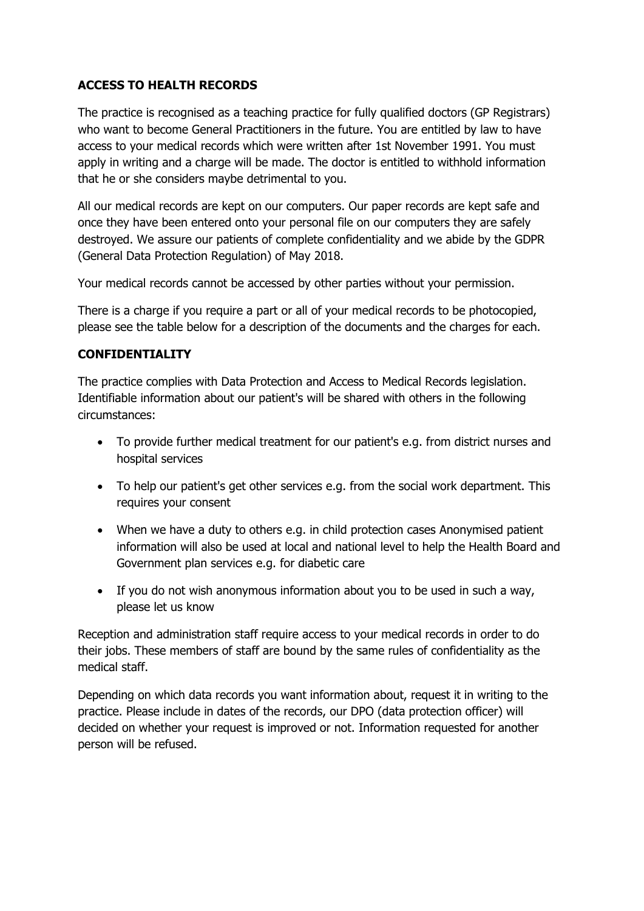**ACCESS TO HEALTH RECORDS**

The practice is recognised as a teaching practice for fully qualified doctors (GP Registrars) who want to become General Practitioners in the future. You are entitled by law to have access to your medical records which were written after 1st November 1991. You must apply in writing and a charge will be made. The doctor is entitled to withhold information that he or she considers maybe detrimental to you.

All our medical records are kept on our computers. Our paper records are kept safe and once they have been entered onto your personal file on our computers they are safely destroyed. We assure our patients of complete confidentiality and we abide by the GDPR (General Data Protection Regulation) of May 2018.

Your medical records cannot be accessed by other parties without your permission.

There is a charge if you require a part or all of your medical records to be photocopied, please see the table below for a description of the documents and the charges for each.

**CONFIDENTIALITY**

The practice complies with Data Protection and Access to Medical Records legislation. Identifiable information about our patient's will be shared with others in the following circumstances:

- To provide further medical treatment for our patient's e.g. from district nurses and hospital services
- To help our patient's get other services e.g. from the social work department. This requires your consent
- When we have a duty to others e.g. in child protection cases Anonymised patient information will also be used at local and national level to help the Health Board and Government plan services e.g. for diabetic care
- If you do not wish anonymous information about you to be used in such a way, please let us know

Reception and administration staff require access to your medical records in order to do their jobs. These members of staff are bound by the same rules of confidentiality as the medical staff.

Depending on which data records you want information about, request it in writing to the practice. Please include in dates of the records, our DPO (data protection officer) will decided on whether your request is improved or not. Information requested for another person will be refused.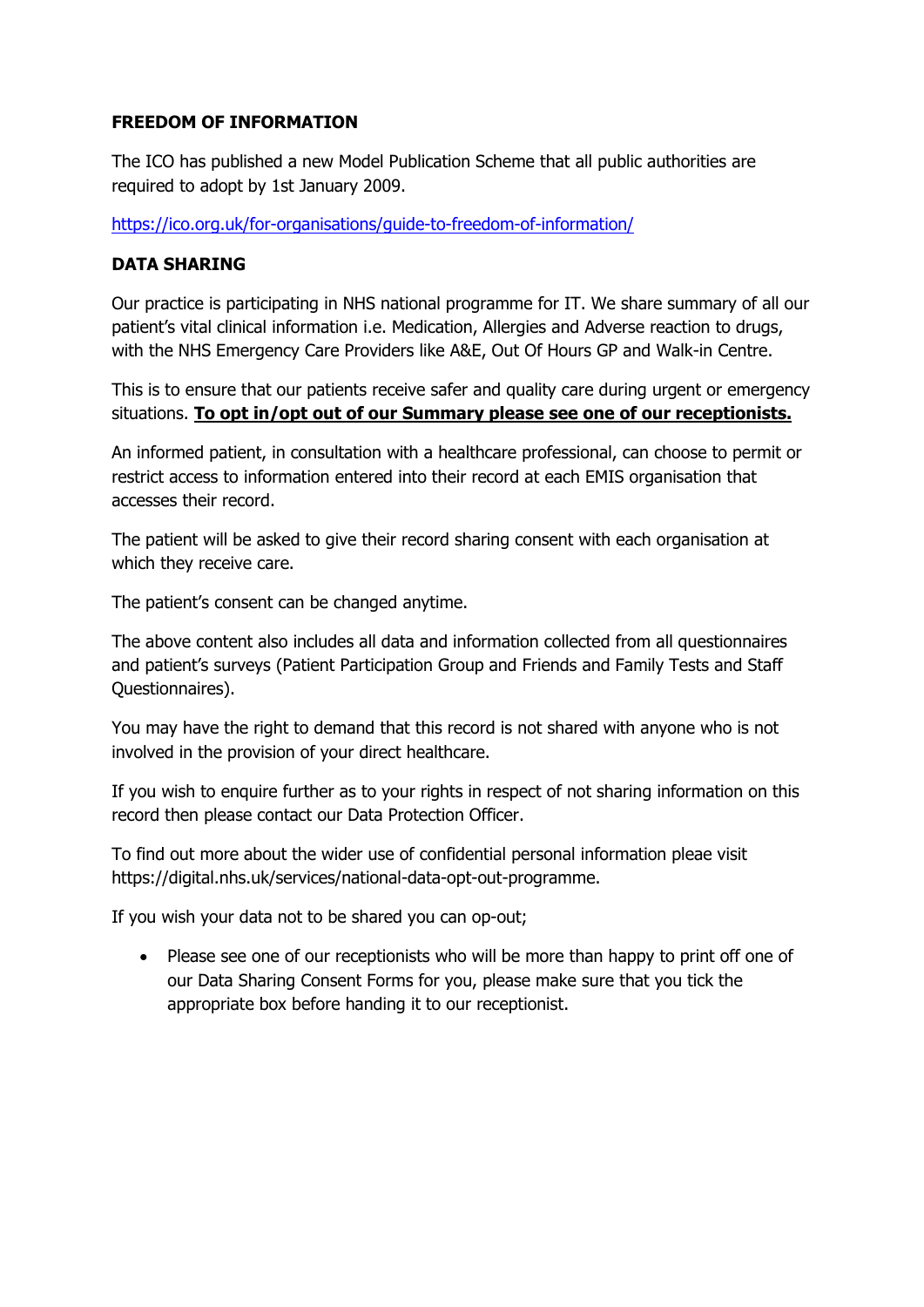**FREEDOM OF INFORMATION**

The ICO has published a new Model Publication Scheme that all public authorities are required to adopt by 1st January 2009.

https://ico.org.uk/for-organisations/guide-to-freedom-of-information/

**DATA SHARING**

Our practice is participating in NHS national programme for IT. We share summary of all our patient's vital clinical information i.e. Medication, Allergies and Adverse reaction to drugs, with the NHS Emergency Care Providers like A&E, Out Of Hours GP and Walk-in Centre.

This is to ensure that our patients receive safer and quality care during urgent or emergency situations. **To opt in/opt out of our Summary please see one of our receptionists.**

An informed patient, in consultation with a healthcare professional, can choose to permit or restrict access to information entered into their record at each EMIS organisation that accesses their record.

The patient will be asked to give their record sharing consent with each organisation at which they receive care.

The patient's consent can be changed anytime.

The above content also includes all data and information collected from all questionnaires and patient's surveys (Patient Participation Group and Friends and Family Tests and Staff Questionnaires).

You may have the right to demand that this record is not shared with anyone who is not involved in the provision of your direct healthcare.

If you wish to enquire further as to your rights in respect of not sharing information on this record then please contact our Data Protection Officer.

To find out more about the wider use of confidential personal information pleae visit https://digital.nhs.uk/services/national-data-opt-out-programme.

If you wish your data not to be shared you can op-out;

- Please see one of our receptionists who will be more than happy to print off one of our Data Sharing Consent Forms for you, please make sure that you tick the appropriate box before handing it to our receptionist.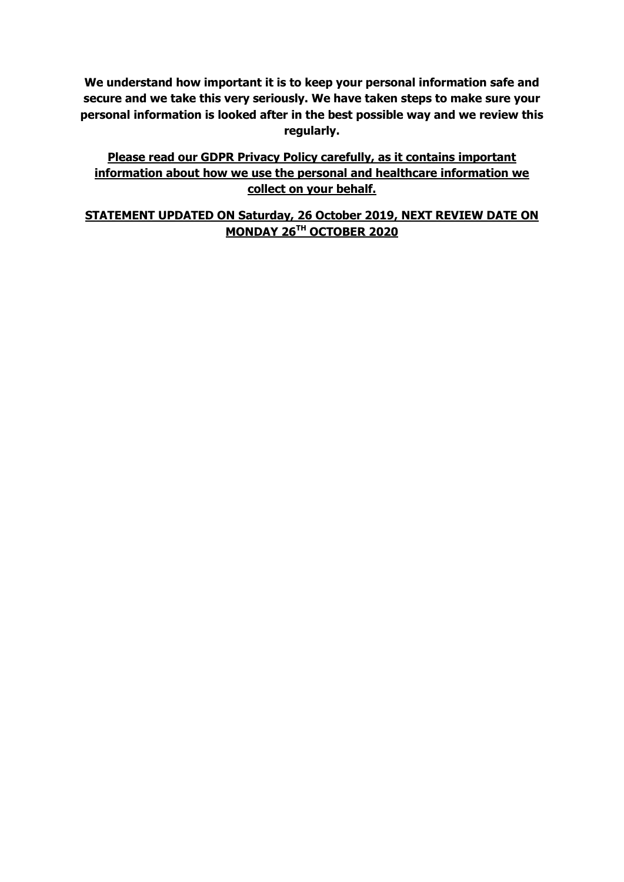**We understand how important it is to keep your personal information safe and secure and we take this very seriously. We have taken steps to make sure your personal information is looked after in the best possible way and we review this regularly.**

<u>**Please read our GDPR Privacy Policy carefully, as it contains important information about how we use the personal and healthcare information we collect on your behalf.**</u>

<u>**STATEMENT UPDATED ON Saturday, 26 October 2019, NEXT REVIEW DATE ON MONDAY 26TH OCTOBER 2020**</u>